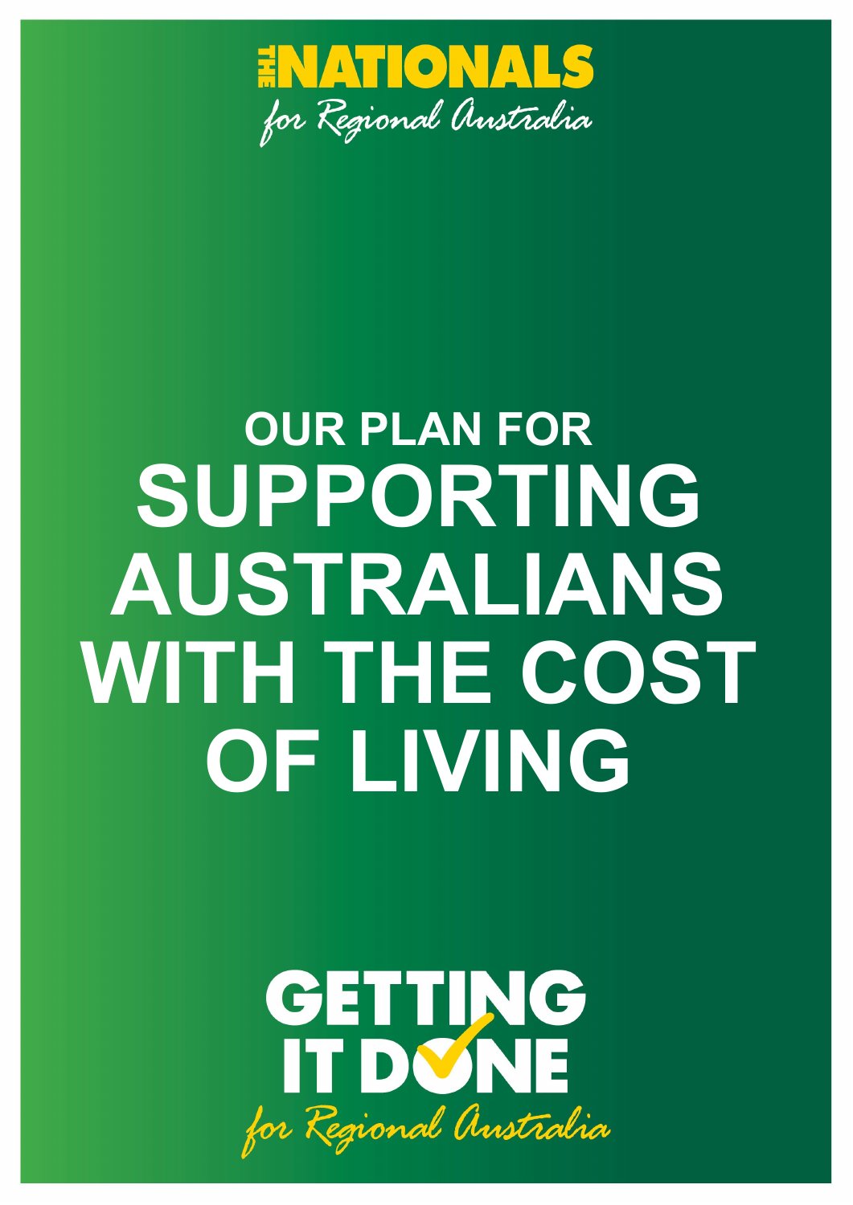THE NATIONALS

*for Regional Australia*

# OUR PLAN FOR SUPPORTING AUSTRALIANS WITH THE COST OF LIVING

GETTING IT DONE

*for Regional Australia*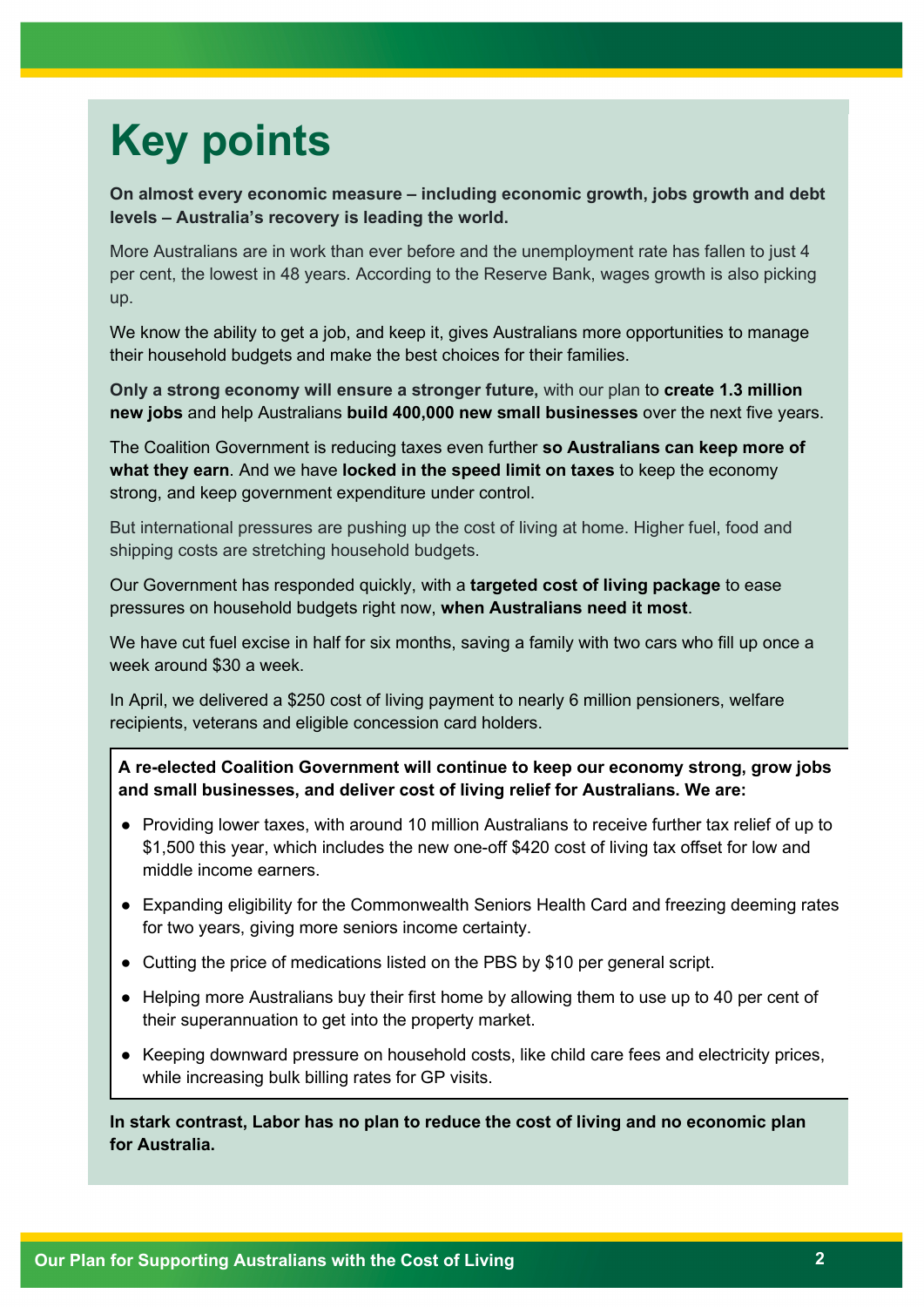# Key points

**On almost every economic measure – including economic growth, jobs growth and debt levels – Australia's recovery is leading the world.**

More Australians are in work than ever before and the unemployment rate has fallen to just 4 per cent, the lowest in 48 years. According to the Reserve Bank, wages growth is also picking up.

We know the ability to get a job, and keep it, gives Australians more opportunities to manage their household budgets and make the best choices for their families.

**Only a strong economy will ensure a stronger future,** with our plan to **create 1.3 million new jobs** and help Australians **build 400,000 new small businesses** over the next five years.

The Coalition Government is reducing taxes even further **so Australians can keep more of what they earn**. And we have **locked in the speed limit on taxes** to keep the economy strong, and keep government expenditure under control.

But international pressures are pushing up the cost of living at home. Higher fuel, food and shipping costs are stretching household budgets.

Our Government has responded quickly, with a **targeted cost of living package** to ease pressures on household budgets right now, **when Australians need it most**.

We have cut fuel excise in half for six months, saving a family with two cars who fill up once a week around $30 a week.

In April, we delivered a $250 cost of living payment to nearly 6 million pensioners, welfare recipients, veterans and eligible concession card holders.

**A re-elected Coalition Government will continue to keep our economy strong, grow jobs and small businesses, and deliver cost of living relief for Australians. We are:**

- Providing lower taxes, with around 10 million Australians to receive further tax relief of up to $1,500 this year, which includes the new one-off $420 cost of living tax offset for low and middle income earners.
- Expanding eligibility for the Commonwealth Seniors Health Card and freezing deeming rates for two years, giving more seniors income certainty.
- Cutting the price of medications listed on the PBS by $10 per general script.
- Helping more Australians buy their first home by allowing them to use up to 40 per cent of their superannuation to get into the property market.
- Keeping downward pressure on household costs, like child care fees and electricity prices, while increasing bulk billing rates for GP visits.

**In stark contrast, Labor has no plan to reduce the cost of living and no economic plan for Australia.**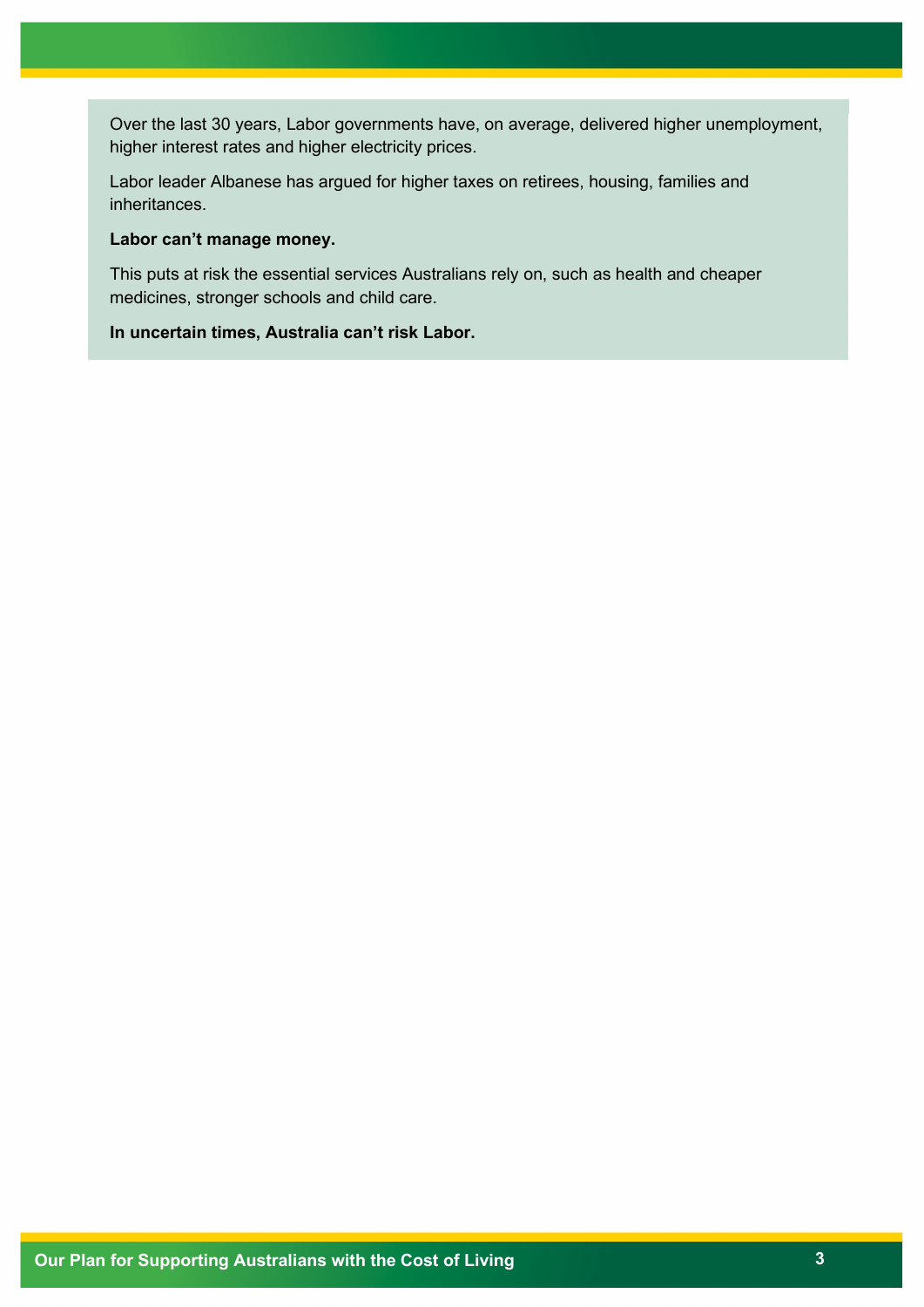Over the last 30 years, Labor governments have, on average, delivered higher unemployment, higher interest rates and higher electricity prices.

Labor leader Albanese has argued for higher taxes on retirees, housing, families and inheritances.

**Labor can't manage money.**

This puts at risk the essential services Australians rely on, such as health and cheaper medicines, stronger schools and child care.

**In uncertain times, Australia can't risk Labor.**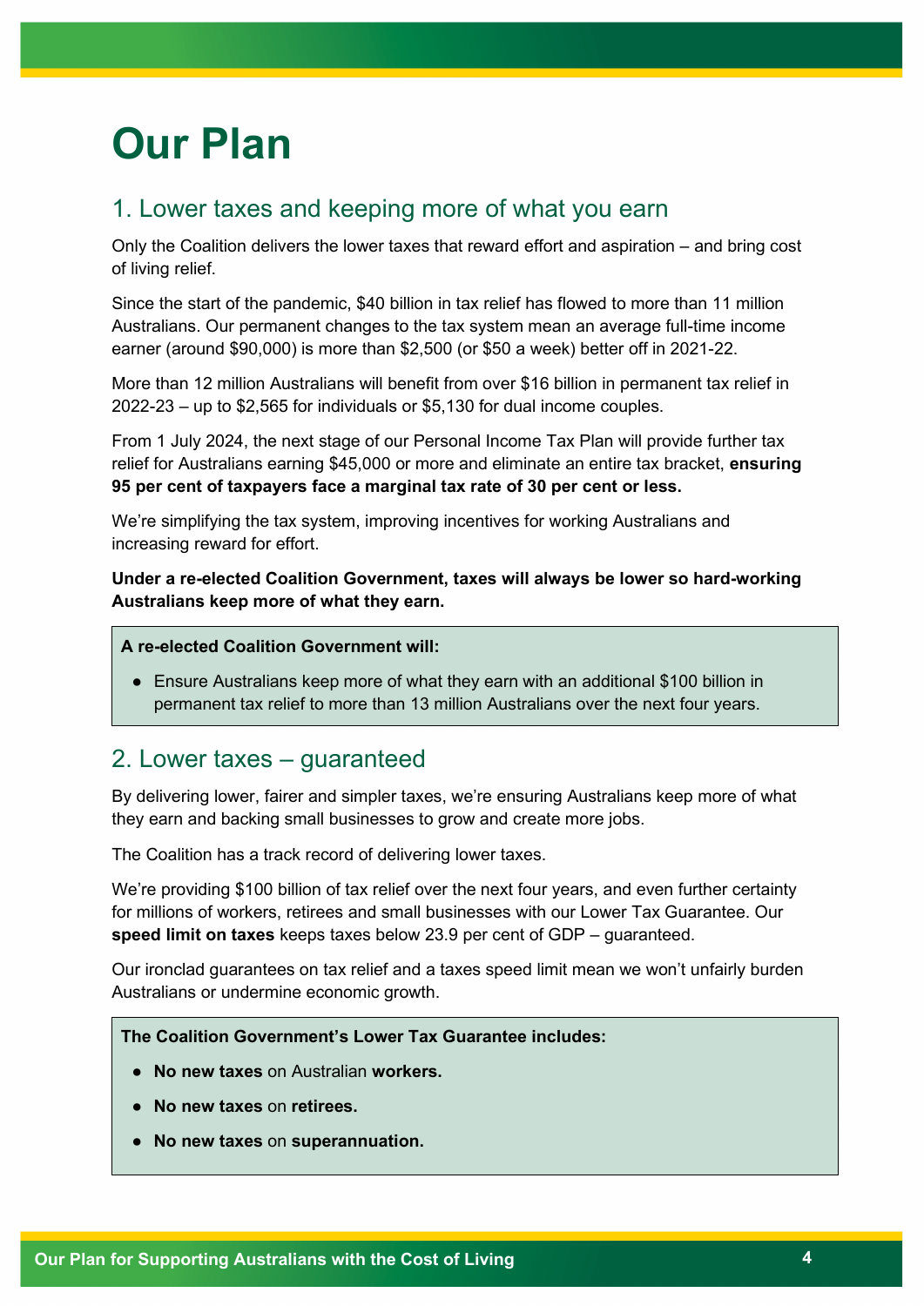# Our Plan

## 1. Lower taxes and keeping more of what you earn

Only the Coalition delivers the lower taxes that reward effort and aspiration – and bring cost of living relief.

Since the start of the pandemic, $40 billion in tax relief has flowed to more than 11 million Australians. Our permanent changes to the tax system mean an average full-time income earner (around $90,000) is more than $2,500 (or $50 a week) better off in 2021-22.

More than 12 million Australians will benefit from over $16 billion in permanent tax relief in 2022-23 – up to $2,565 for individuals or $5,130 for dual income couples.

From 1 July 2024, the next stage of our Personal Income Tax Plan will provide further tax relief for Australians earning $45,000 or more and eliminate an entire tax bracket, **ensuring 95 per cent of taxpayers face a marginal tax rate of 30 per cent or less.**

We're simplifying the tax system, improving incentives for working Australians and increasing reward for effort.

**Under a re-elected Coalition Government, taxes will always be lower so hard-working Australians keep more of what they earn.**

**A re-elected Coalition Government will:**

- Ensure Australians keep more of what they earn with an additional $100 billion in permanent tax relief to more than 13 million Australians over the next four years.

## 2. Lower taxes – guaranteed

By delivering lower, fairer and simpler taxes, we're ensuring Australians keep more of what they earn and backing small businesses to grow and create more jobs.

The Coalition has a track record of delivering lower taxes.

We're providing $100 billion of tax relief over the next four years, and even further certainty for millions of workers, retirees and small businesses with our Lower Tax Guarantee. Our **speed limit on taxes** keeps taxes below 23.9 per cent of GDP – guaranteed.

Our ironclad guarantees on tax relief and a taxes speed limit mean we won't unfairly burden Australians or undermine economic growth.

**The Coalition Government's Lower Tax Guarantee includes:**

- **No new taxes** on Australian **workers.**
- **No new taxes** on **retirees.**
- **No new taxes** on **superannuation.**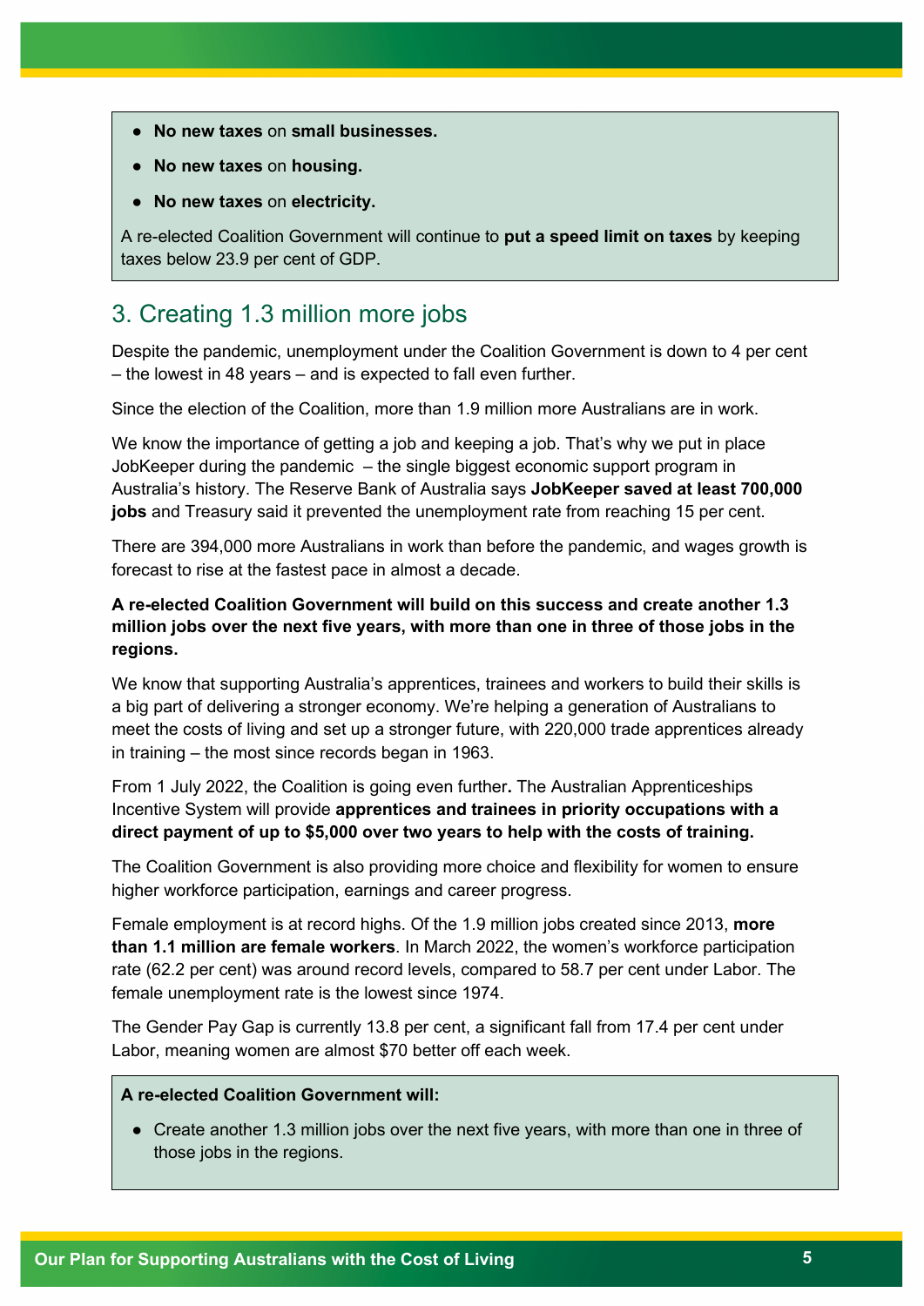- **No new taxes** on **small businesses.**
- **No new taxes** on **housing.**
- **No new taxes** on **electricity.**

A re-elected Coalition Government will continue to **put a speed limit on taxes** by keeping taxes below 23.9 per cent of GDP.

## 3. Creating 1.3 million more jobs

Despite the pandemic, unemployment under the Coalition Government is down to 4 per cent – the lowest in 48 years – and is expected to fall even further.

Since the election of the Coalition, more than 1.9 million more Australians are in work.

We know the importance of getting a job and keeping a job. That's why we put in place JobKeeper during the pandemic – the single biggest economic support program in Australia's history. The Reserve Bank of Australia says **JobKeeper saved at least 700,000 jobs** and Treasury said it prevented the unemployment rate from reaching 15 per cent.

There are 394,000 more Australians in work than before the pandemic, and wages growth is forecast to rise at the fastest pace in almost a decade.

**A re-elected Coalition Government will build on this success and create another 1.3 million jobs over the next five years, with more than one in three of those jobs in the regions.**

We know that supporting Australia's apprentices, trainees and workers to build their skills is a big part of delivering a stronger economy. We're helping a generation of Australians to meet the costs of living and set up a stronger future, with 220,000 trade apprentices already in training – the most since records began in 1963.

From 1 July 2022, the Coalition is going even further**.** The Australian Apprenticeships Incentive System will provide **apprentices and trainees in priority occupations with a direct payment of up to $5,000 over two years to help with the costs of training.**

The Coalition Government is also providing more choice and flexibility for women to ensure higher workforce participation, earnings and career progress.

Female employment is at record highs. Of the 1.9 million jobs created since 2013, **more than 1.1 million are female workers**. In March 2022, the women's workforce participation rate (62.2 per cent) was around record levels, compared to 58.7 per cent under Labor. The female unemployment rate is the lowest since 1974.

The Gender Pay Gap is currently 13.8 per cent, a significant fall from 17.4 per cent under Labor, meaning women are almost $70 better off each week.

**A re-elected Coalition Government will:**

- Create another 1.3 million jobs over the next five years, with more than one in three of those jobs in the regions.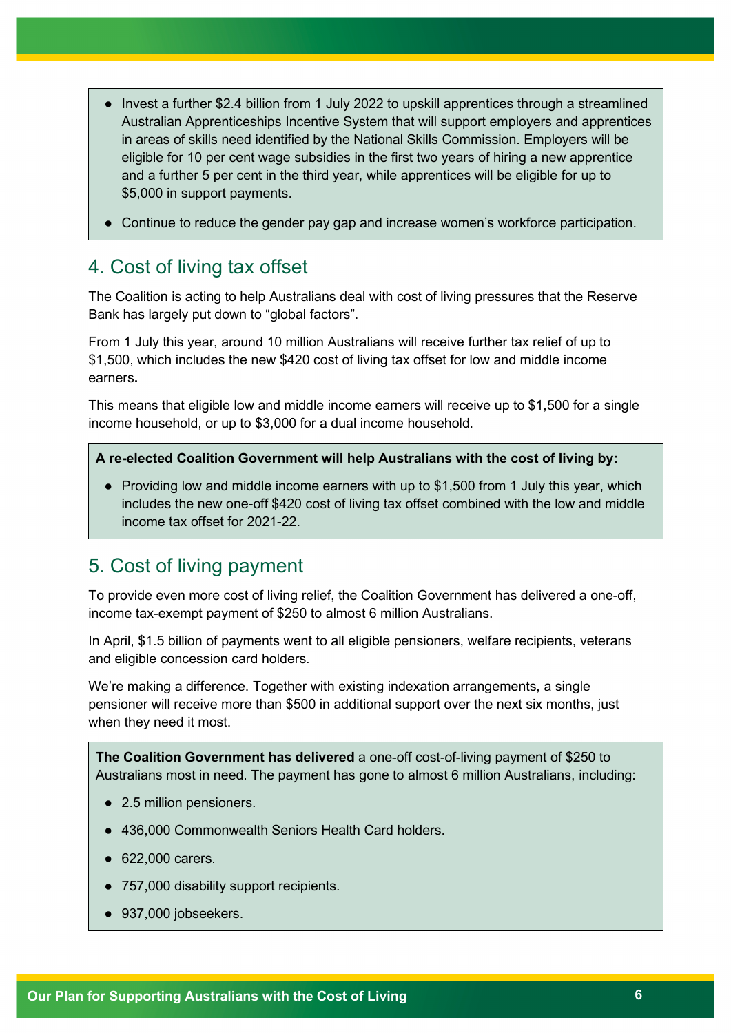- Invest a further $2.4 billion from 1 July 2022 to upskill apprentices through a streamlined Australian Apprenticeships Incentive System that will support employers and apprentices in areas of skills need identified by the National Skills Commission. Employers will be eligible for 10 per cent wage subsidies in the first two years of hiring a new apprentice and a further 5 per cent in the third year, while apprentices will be eligible for up to $5,000 in support payments.
- Continue to reduce the gender pay gap and increase women's workforce participation.

## 4. Cost of living tax offset

The Coalition is acting to help Australians deal with cost of living pressures that the Reserve Bank has largely put down to "global factors".

From 1 July this year, around 10 million Australians will receive further tax relief of up to $1,500, which includes the new $420 cost of living tax offset for low and middle income earners**.**

This means that eligible low and middle income earners will receive up to $1,500 for a single income household, or up to $3,000 for a dual income household.

**A re-elected Coalition Government will help Australians with the cost of living by:**

- Providing low and middle income earners with up to $1,500 from 1 July this year, which includes the new one-off $420 cost of living tax offset combined with the low and middle income tax offset for 2021-22.

## 5. Cost of living payment

To provide even more cost of living relief, the Coalition Government has delivered a one-off, income tax-exempt payment of $250 to almost 6 million Australians.

In April, $1.5 billion of payments went to all eligible pensioners, welfare recipients, veterans and eligible concession card holders.

We're making a difference. Together with existing indexation arrangements, a single pensioner will receive more than $500 in additional support over the next six months, just when they need it most.

**The Coalition Government has delivered** a one-off cost-of-living payment of $250 to Australians most in need. The payment has gone to almost 6 million Australians, including:

- 2.5 million pensioners.
- 436,000 Commonwealth Seniors Health Card holders.
- 622,000 carers.
- 757,000 disability support recipients.
- 937,000 jobseekers.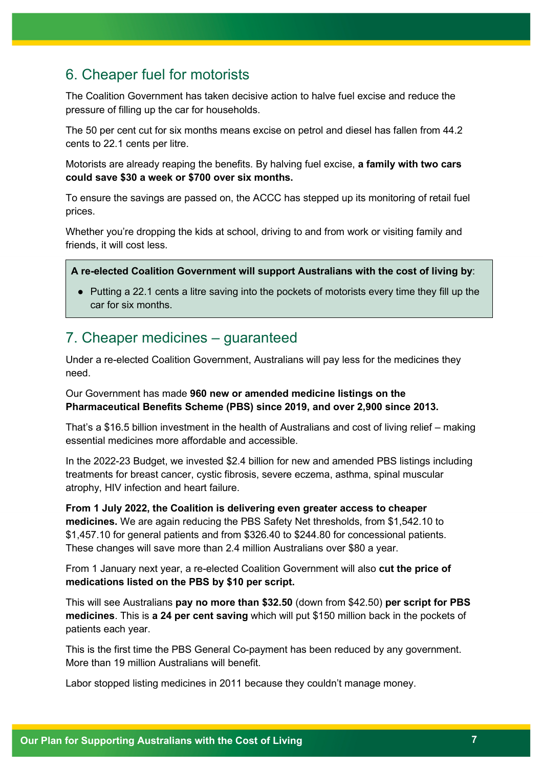## 6. Cheaper fuel for motorists

The Coalition Government has taken decisive action to halve fuel excise and reduce the pressure of filling up the car for households.

The 50 per cent cut for six months means excise on petrol and diesel has fallen from 44.2 cents to 22.1 cents per litre.

Motorists are already reaping the benefits. By halving fuel excise, **a family with two cars could save $30 a week or $700 over six months.**

To ensure the savings are passed on, the ACCC has stepped up its monitoring of retail fuel prices.

Whether you're dropping the kids at school, driving to and from work or visiting family and friends, it will cost less.

**A re-elected Coalition Government will support Australians with the cost of living by**:

- Putting a 22.1 cents a litre saving into the pockets of motorists every time they fill up the car for six months.

## 7. Cheaper medicines – guaranteed

Under a re-elected Coalition Government, Australians will pay less for the medicines they need.

Our Government has made **960 new or amended medicine listings on the Pharmaceutical Benefits Scheme (PBS) since 2019, and over 2,900 since 2013.**

That's a $16.5 billion investment in the health of Australians and cost of living relief – making essential medicines more affordable and accessible.

In the 2022-23 Budget, we invested $2.4 billion for new and amended PBS listings including treatments for breast cancer, cystic fibrosis, severe eczema, asthma, spinal muscular atrophy, HIV infection and heart failure.

**From 1 July 2022, the Coalition is delivering even greater access to cheaper medicines.** We are again reducing the PBS Safety Net thresholds, from $1,542.10 to $1,457.10 for general patients and from $326.40 to $244.80 for concessional patients. These changes will save more than 2.4 million Australians over $80 a year.

From 1 January next year, a re-elected Coalition Government will also **cut the price of medications listed on the PBS by $10 per script.**

This will see Australians **pay no more than $32.50** (down from $42.50) **per script for PBS medicines**. This is **a 24 per cent saving** which will put $150 million back in the pockets of patients each year.

This is the first time the PBS General Co-payment has been reduced by any government. More than 19 million Australians will benefit.

Labor stopped listing medicines in 2011 because they couldn't manage money.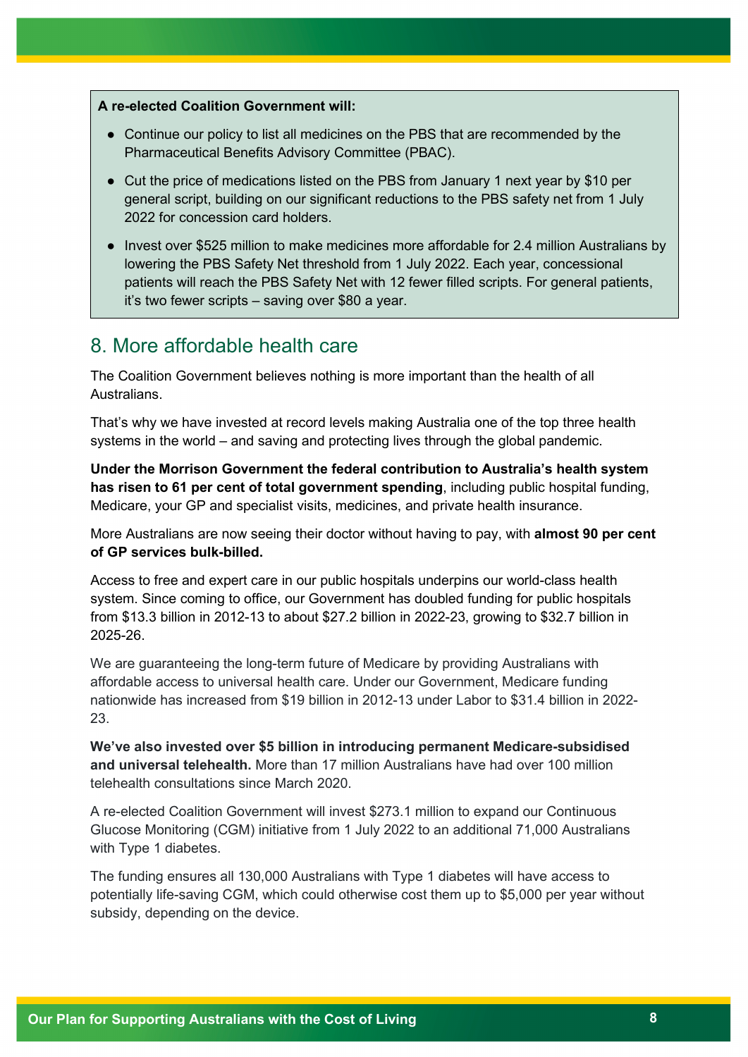**A re-elected Coalition Government will:**

- Continue our policy to list all medicines on the PBS that are recommended by the Pharmaceutical Benefits Advisory Committee (PBAC).
- Cut the price of medications listed on the PBS from January 1 next year by $10 per general script, building on our significant reductions to the PBS safety net from 1 July 2022 for concession card holders.
- Invest over $525 million to make medicines more affordable for 2.4 million Australians by lowering the PBS Safety Net threshold from 1 July 2022. Each year, concessional patients will reach the PBS Safety Net with 12 fewer filled scripts. For general patients, it's two fewer scripts – saving over $80 a year.

## 8. More affordable health care

The Coalition Government believes nothing is more important than the health of all Australians.

That's why we have invested at record levels making Australia one of the top three health systems in the world – and saving and protecting lives through the global pandemic.

**Under the Morrison Government the federal contribution to Australia's health system has risen to 61 per cent of total government spending**, including public hospital funding, Medicare, your GP and specialist visits, medicines, and private health insurance.

More Australians are now seeing their doctor without having to pay, with **almost 90 per cent of GP services bulk-billed.**

Access to free and expert care in our public hospitals underpins our world-class health system. Since coming to office, our Government has doubled funding for public hospitals from $13.3 billion in 2012-13 to about $27.2 billion in 2022-23, growing to $32.7 billion in 2025-26.

We are guaranteeing the long-term future of Medicare by providing Australians with affordable access to universal health care. Under our Government, Medicare funding nationwide has increased from $19 billion in 2012-13 under Labor to $31.4 billion in 2022-23.

**We've also invested over $5 billion in introducing permanent Medicare-subsidised and universal telehealth.** More than 17 million Australians have had over 100 million telehealth consultations since March 2020.

A re-elected Coalition Government will invest $273.1 million to expand our Continuous Glucose Monitoring (CGM) initiative from 1 July 2022 to an additional 71,000 Australians with Type 1 diabetes.

The funding ensures all 130,000 Australians with Type 1 diabetes will have access to potentially life-saving CGM, which could otherwise cost them up to $5,000 per year without subsidy, depending on the device.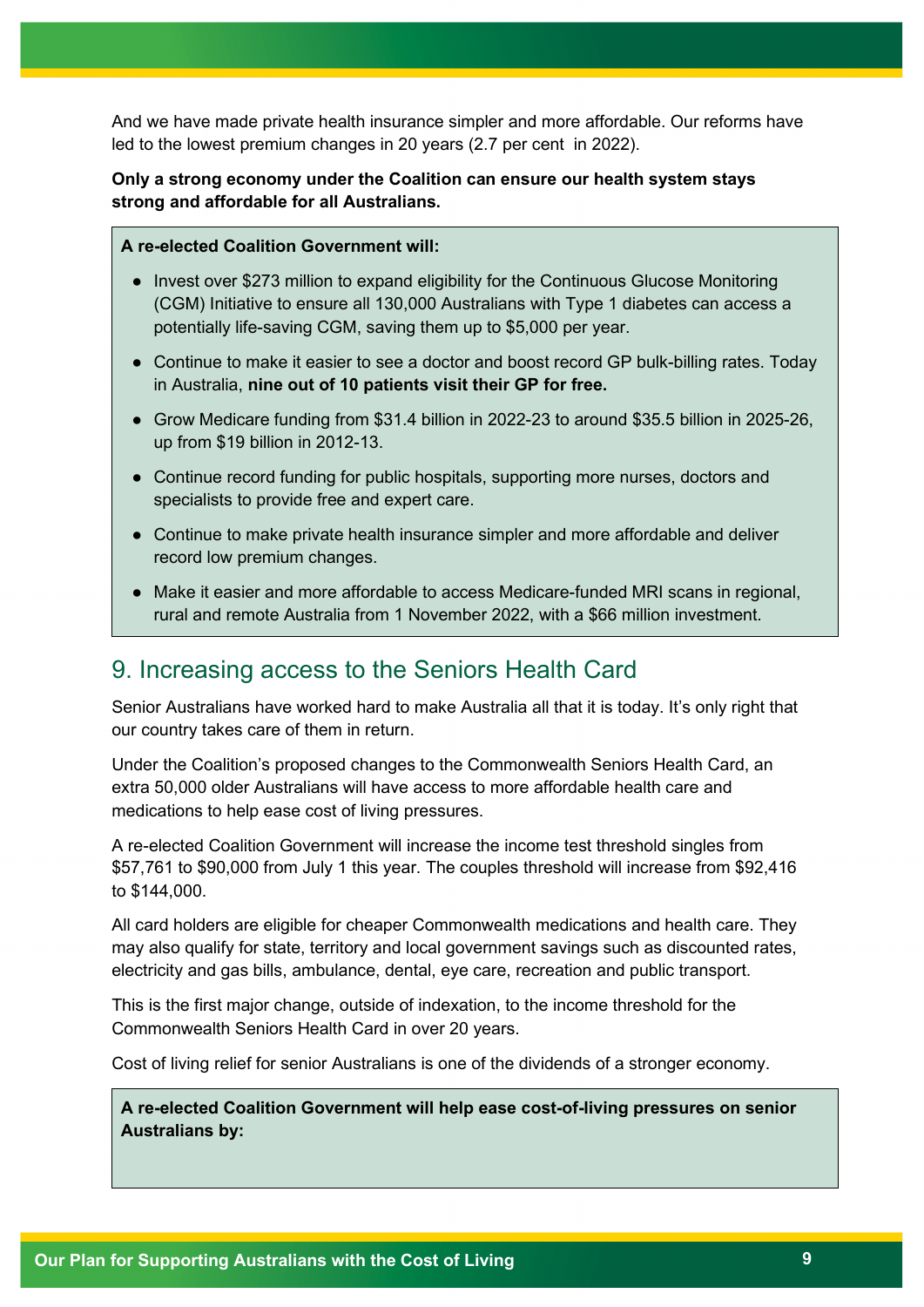And we have made private health insurance simpler and more affordable. Our reforms have led to the lowest premium changes in 20 years (2.7 per cent  in 2022).

**Only a strong economy under the Coalition can ensure our health system stays strong and affordable for all Australians.**

**A re-elected Coalition Government will:**

- Invest over $273 million to expand eligibility for the Continuous Glucose Monitoring (CGM) Initiative to ensure all 130,000 Australians with Type 1 diabetes can access a potentially life-saving CGM, saving them up to $5,000 per year.
- Continue to make it easier to see a doctor and boost record GP bulk-billing rates. Today in Australia, **nine out of 10 patients visit their GP for free.**
- Grow Medicare funding from $31.4 billion in 2022-23 to around $35.5 billion in 2025-26, up from $19 billion in 2012-13.
- Continue record funding for public hospitals, supporting more nurses, doctors and specialists to provide free and expert care.
- Continue to make private health insurance simpler and more affordable and deliver record low premium changes.
- Make it easier and more affordable to access Medicare-funded MRI scans in regional, rural and remote Australia from 1 November 2022, with a $66 million investment.

## 9. Increasing access to the Seniors Health Card

Senior Australians have worked hard to make Australia all that it is today. It's only right that our country takes care of them in return.

Under the Coalition's proposed changes to the Commonwealth Seniors Health Card, an extra 50,000 older Australians will have access to more affordable health care and medications to help ease cost of living pressures.

A re-elected Coalition Government will increase the income test threshold singles from $57,761 to $90,000 from July 1 this year. The couples threshold will increase from $92,416 to $144,000.

All card holders are eligible for cheaper Commonwealth medications and health care. They may also qualify for state, territory and local government savings such as discounted rates, electricity and gas bills, ambulance, dental, eye care, recreation and public transport.

This is the first major change, outside of indexation, to the income threshold for the Commonwealth Seniors Health Card in over 20 years.

Cost of living relief for senior Australians is one of the dividends of a stronger economy.

**A re-elected Coalition Government will help ease cost-of-living pressures on senior Australians by:**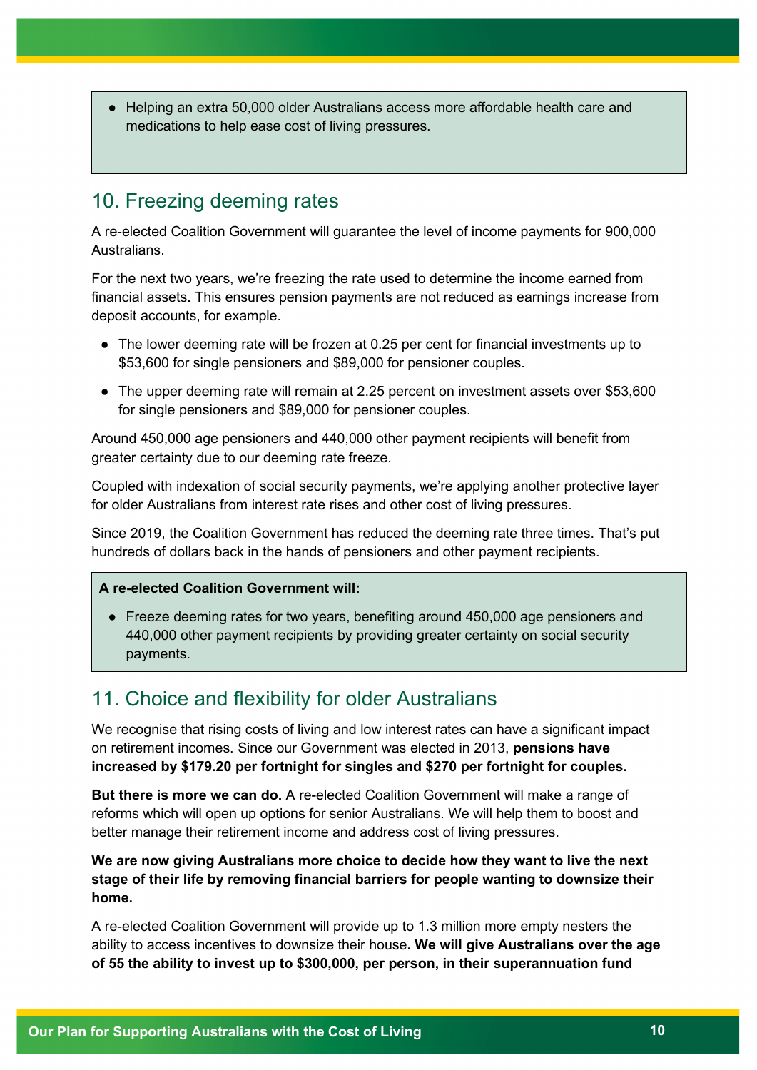- Helping an extra 50,000 older Australians access more affordable health care and medications to help ease cost of living pressures.

## 10. Freezing deeming rates

A re-elected Coalition Government will guarantee the level of income payments for 900,000 Australians.

For the next two years, we're freezing the rate used to determine the income earned from financial assets. This ensures pension payments are not reduced as earnings increase from deposit accounts, for example.

- The lower deeming rate will be frozen at 0.25 per cent for financial investments up to $53,600 for single pensioners and $89,000 for pensioner couples.
- The upper deeming rate will remain at 2.25 percent on investment assets over $53,600 for single pensioners and $89,000 for pensioner couples.

Around 450,000 age pensioners and 440,000 other payment recipients will benefit from greater certainty due to our deeming rate freeze.

Coupled with indexation of social security payments, we're applying another protective layer for older Australians from interest rate rises and other cost of living pressures.

Since 2019, the Coalition Government has reduced the deeming rate three times. That's put hundreds of dollars back in the hands of pensioners and other payment recipients.

**A re-elected Coalition Government will:**

- Freeze deeming rates for two years, benefiting around 450,000 age pensioners and 440,000 other payment recipients by providing greater certainty on social security payments.

## 11. Choice and flexibility for older Australians

We recognise that rising costs of living and low interest rates can have a significant impact on retirement incomes. Since our Government was elected in 2013, **pensions have increased by $179.20 per fortnight for singles and $270 per fortnight for couples.**

**But there is more we can do.** A re-elected Coalition Government will make a range of reforms which will open up options for senior Australians. We will help them to boost and better manage their retirement income and address cost of living pressures.

**We are now giving Australians more choice to decide how they want to live the next stage of their life by removing financial barriers for people wanting to downsize their home.**

A re-elected Coalition Government will provide up to 1.3 million more empty nesters the ability to access incentives to downsize their house**. We will give Australians over the age of 55 the ability to invest up to $300,000, per person, in their superannuation fund**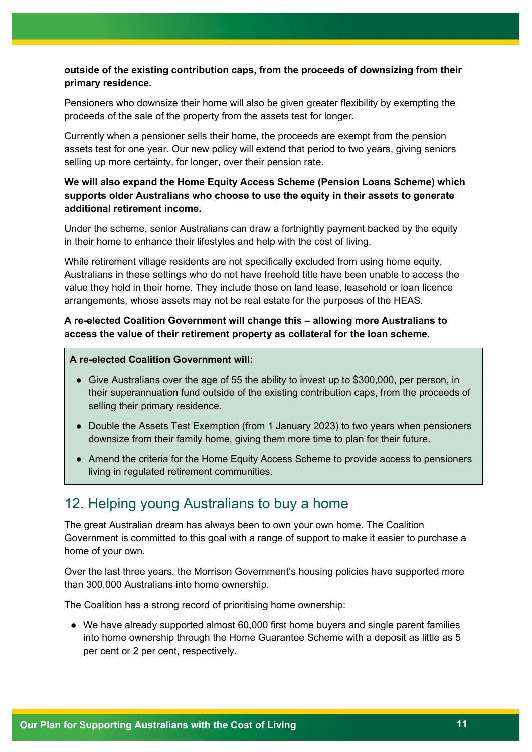**outside of the existing contribution caps, from the proceeds of downsizing from their primary residence.**

Pensioners who downsize their home will also be given greater flexibility by exempting the proceeds of the sale of the property from the assets test for longer.

Currently when a pensioner sells their home, the proceeds are exempt from the pension assets test for one year. Our new policy will extend that period to two years, giving seniors selling up more certainty, for longer, over their pension rate.

**We will also expand the Home Equity Access Scheme (Pension Loans Scheme) which supports older Australians who choose to use the equity in their assets to generate additional retirement income.**

Under the scheme, senior Australians can draw a fortnightly payment backed by the equity in their home to enhance their lifestyles and help with the cost of living.

While retirement village residents are not specifically excluded from using home equity, Australians in these settings who do not have freehold title have been unable to access the value they hold in their home. They include those on land lease, leasehold or loan licence arrangements, whose assets may not be real estate for the purposes of the HEAS.

**A re-elected Coalition Government will change this – allowing more Australians to access the value of their retirement property as collateral for the loan scheme.**

**A re-elected Coalition Government will:**

- Give Australians over the age of 55 the ability to invest up to $300,000, per person, in their superannuation fund outside of the existing contribution caps, from the proceeds of selling their primary residence.
- Double the Assets Test Exemption (from 1 January 2023) to two years when pensioners downsize from their family home, giving them more time to plan for their future.
- Amend the criteria for the Home Equity Access Scheme to provide access to pensioners living in regulated retirement communities.

## 12. Helping young Australians to buy a home

The great Australian dream has always been to own your own home. The Coalition Government is committed to this goal with a range of support to make it easier to purchase a home of your own.

Over the last three years, the Morrison Government's housing policies have supported more than 300,000 Australians into home ownership.

The Coalition has a strong record of prioritising home ownership:

- We have already supported almost 60,000 first home buyers and single parent families into home ownership through the Home Guarantee Scheme with a deposit as little as 5 per cent or 2 per cent, respectively.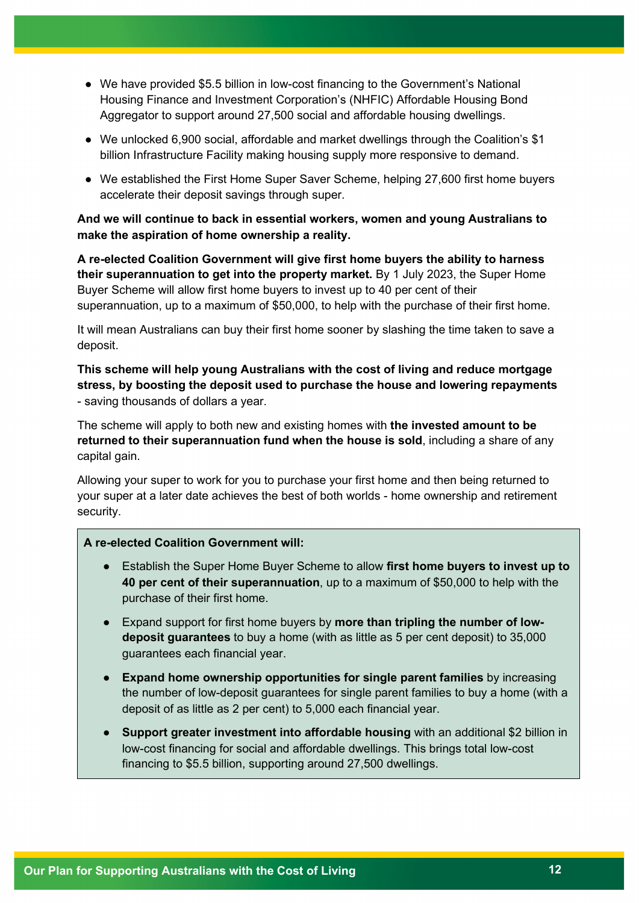- We have provided $5.5 billion in low-cost financing to the Government's National Housing Finance and Investment Corporation's (NHFIC) Affordable Housing Bond Aggregator to support around 27,500 social and affordable housing dwellings.
- We unlocked 6,900 social, affordable and market dwellings through the Coalition's $1 billion Infrastructure Facility making housing supply more responsive to demand.
- We established the First Home Super Saver Scheme, helping 27,600 first home buyers accelerate their deposit savings through super.

**And we will continue to back in essential workers, women and young Australians to make the aspiration of home ownership a reality.**

**A re-elected Coalition Government will give first home buyers the ability to harness their superannuation to get into the property market.** By 1 July 2023, the Super Home Buyer Scheme will allow first home buyers to invest up to 40 per cent of their superannuation, up to a maximum of $50,000, to help with the purchase of their first home.

It will mean Australians can buy their first home sooner by slashing the time taken to save a deposit.

**This scheme will help young Australians with the cost of living and reduce mortgage stress, by boosting the deposit used to purchase the house and lowering repayments** - saving thousands of dollars a year.

The scheme will apply to both new and existing homes with **the invested amount to be returned to their superannuation fund when the house is sold**, including a share of any capital gain.

Allowing your super to work for you to purchase your first home and then being returned to your super at a later date achieves the best of both worlds - home ownership and retirement security.

**A re-elected Coalition Government will:**

- Establish the Super Home Buyer Scheme to allow **first home buyers to invest up to 40 per cent of their superannuation**, up to a maximum of $50,000 to help with the purchase of their first home.
- Expand support for first home buyers by **more than tripling the number of low-deposit guarantees** to buy a home (with as little as 5 per cent deposit) to 35,000 guarantees each financial year.
- **Expand home ownership opportunities for single parent families** by increasing the number of low-deposit guarantees for single parent families to buy a home (with a deposit of as little as 2 per cent) to 5,000 each financial year.
- **Support greater investment into affordable housing** with an additional $2 billion in low-cost financing for social and affordable dwellings. This brings total low-cost financing to $5.5 billion, supporting around 27,500 dwellings.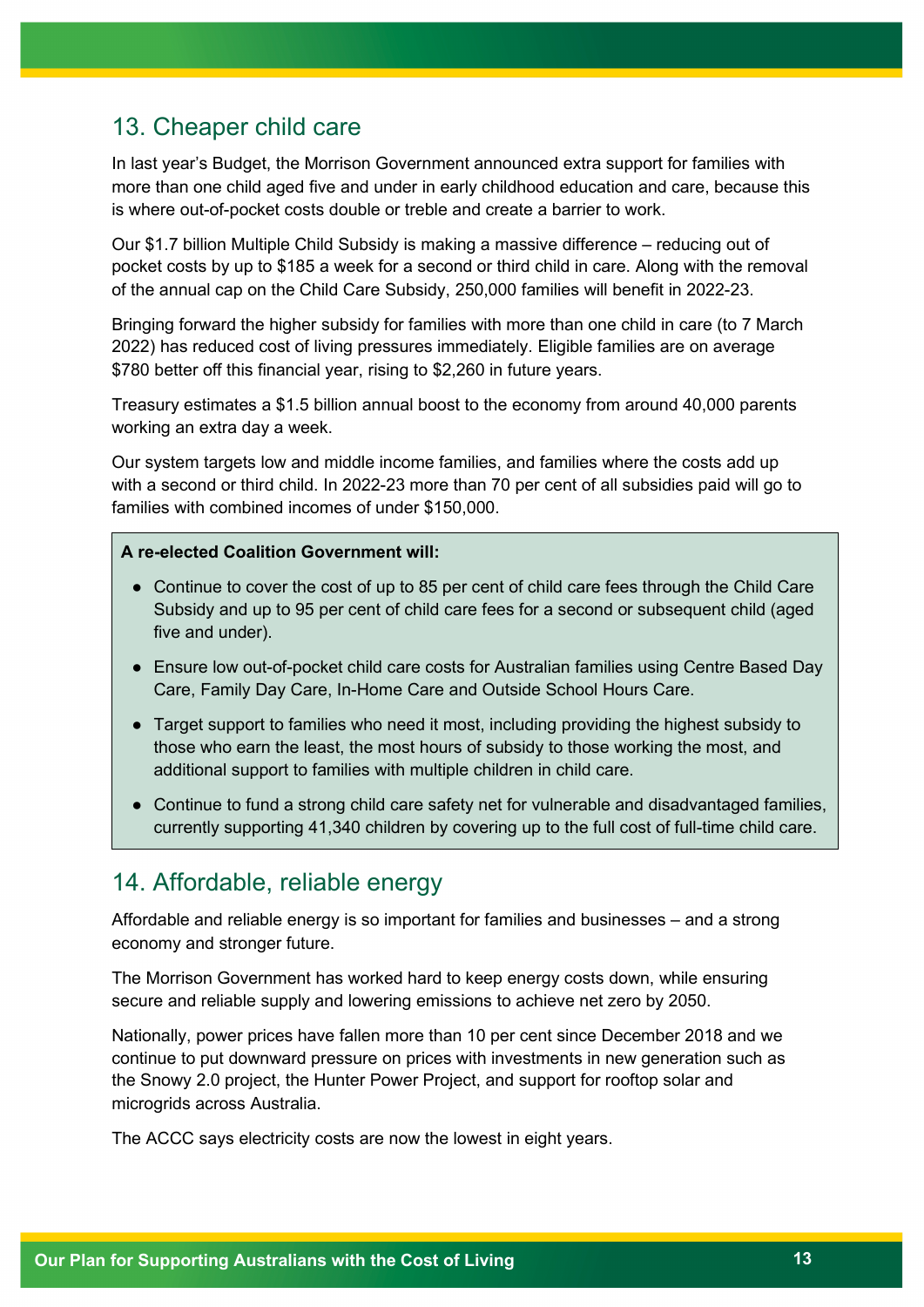## 13. Cheaper child care

In last year's Budget, the Morrison Government announced extra support for families with more than one child aged five and under in early childhood education and care, because this is where out-of-pocket costs double or treble and create a barrier to work.

Our $1.7 billion Multiple Child Subsidy is making a massive difference – reducing out of pocket costs by up to $185 a week for a second or third child in care. Along with the removal of the annual cap on the Child Care Subsidy, 250,000 families will benefit in 2022-23.

Bringing forward the higher subsidy for families with more than one child in care (to 7 March 2022) has reduced cost of living pressures immediately. Eligible families are on average $780 better off this financial year, rising to $2,260 in future years.

Treasury estimates a $1.5 billion annual boost to the economy from around 40,000 parents working an extra day a week.

Our system targets low and middle income families, and families where the costs add up with a second or third child. In 2022-23 more than 70 per cent of all subsidies paid will go to families with combined incomes of under $150,000.

**A re-elected Coalition Government will:**

- Continue to cover the cost of up to 85 per cent of child care fees through the Child Care Subsidy and up to 95 per cent of child care fees for a second or subsequent child (aged five and under).
- Ensure low out-of-pocket child care costs for Australian families using Centre Based Day Care, Family Day Care, In-Home Care and Outside School Hours Care.
- Target support to families who need it most, including providing the highest subsidy to those who earn the least, the most hours of subsidy to those working the most, and additional support to families with multiple children in child care.
- Continue to fund a strong child care safety net for vulnerable and disadvantaged families, currently supporting 41,340 children by covering up to the full cost of full-time child care.

## 14. Affordable, reliable energy

Affordable and reliable energy is so important for families and businesses – and a strong economy and stronger future.

The Morrison Government has worked hard to keep energy costs down, while ensuring secure and reliable supply and lowering emissions to achieve net zero by 2050.

Nationally, power prices have fallen more than 10 per cent since December 2018 and we continue to put downward pressure on prices with investments in new generation such as the Snowy 2.0 project, the Hunter Power Project, and support for rooftop solar and microgrids across Australia.

The ACCC says electricity costs are now the lowest in eight years.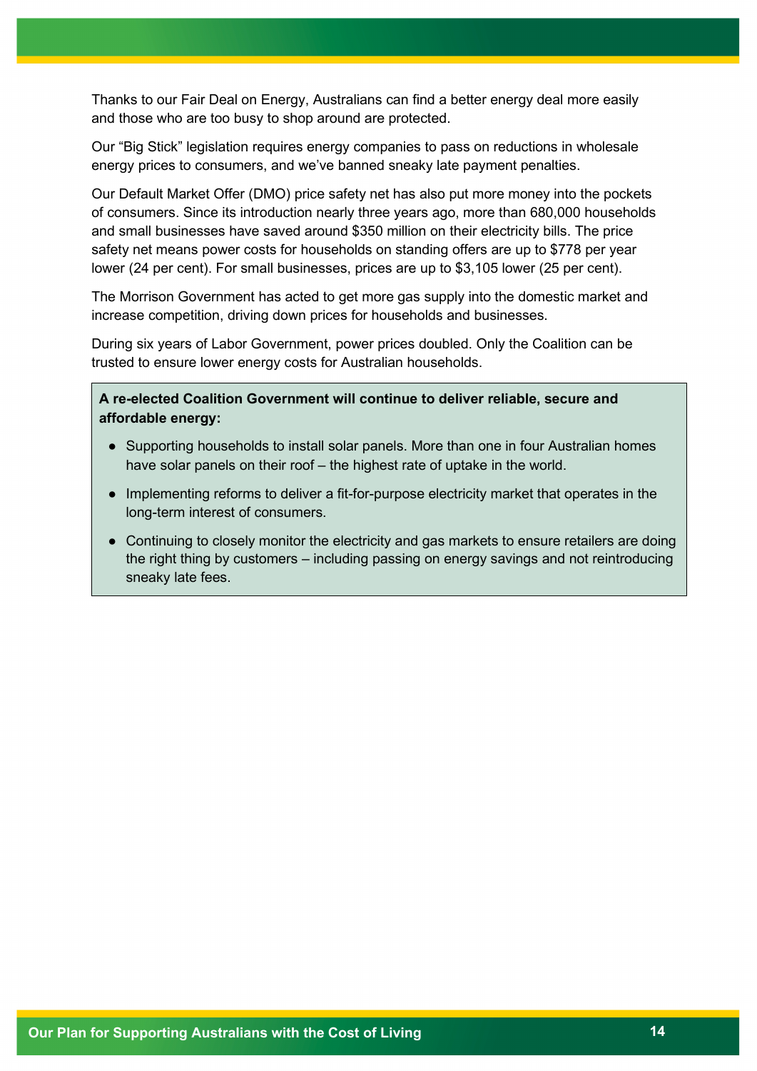Thanks to our Fair Deal on Energy, Australians can find a better energy deal more easily and those who are too busy to shop around are protected.

Our "Big Stick" legislation requires energy companies to pass on reductions in wholesale energy prices to consumers, and we've banned sneaky late payment penalties.

Our Default Market Offer (DMO) price safety net has also put more money into the pockets of consumers. Since its introduction nearly three years ago, more than 680,000 households and small businesses have saved around $350 million on their electricity bills. The price safety net means power costs for households on standing offers are up to $778 per year lower (24 per cent). For small businesses, prices are up to $3,105 lower (25 per cent).

The Morrison Government has acted to get more gas supply into the domestic market and increase competition, driving down prices for households and businesses.

During six years of Labor Government, power prices doubled. Only the Coalition can be trusted to ensure lower energy costs for Australian households.

**A re-elected Coalition Government will continue to deliver reliable, secure and affordable energy:**

- Supporting households to install solar panels. More than one in four Australian homes have solar panels on their roof – the highest rate of uptake in the world.
- Implementing reforms to deliver a fit-for-purpose electricity market that operates in the long-term interest of consumers.
- Continuing to closely monitor the electricity and gas markets to ensure retailers are doing the right thing by customers – including passing on energy savings and not reintroducing sneaky late fees.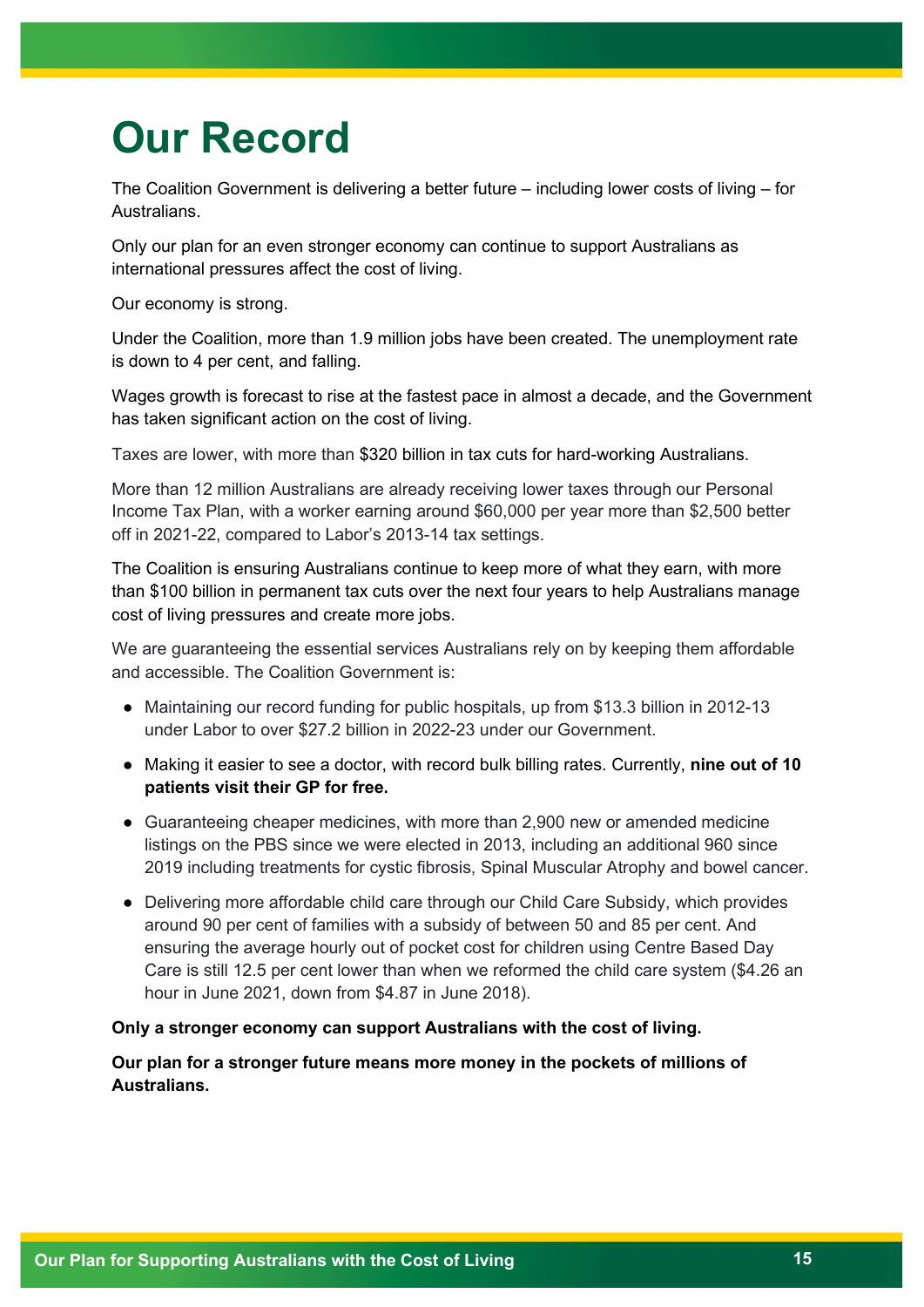# Our Record

The Coalition Government is delivering a better future – including lower costs of living – for Australians.

Only our plan for an even stronger economy can continue to support Australians as international pressures affect the cost of living.

Our economy is strong.

Under the Coalition, more than 1.9 million jobs have been created. The unemployment rate is down to 4 per cent, and falling.

Wages growth is forecast to rise at the fastest pace in almost a decade, and the Government has taken significant action on the cost of living.

Taxes are lower, with more than $320 billion in tax cuts for hard-working Australians.

More than 12 million Australians are already receiving lower taxes through our Personal Income Tax Plan, with a worker earning around $60,000 per year more than $2,500 better off in 2021-22, compared to Labor's 2013-14 tax settings.

The Coalition is ensuring Australians continue to keep more of what they earn, with more than $100 billion in permanent tax cuts over the next four years to help Australians manage cost of living pressures and create more jobs.

We are guaranteeing the essential services Australians rely on by keeping them affordable and accessible. The Coalition Government is:

- Maintaining our record funding for public hospitals, up from $13.3 billion in 2012-13 under Labor to over $27.2 billion in 2022-23 under our Government.
- Making it easier to see a doctor, with record bulk billing rates. Currently, **nine out of 10 patients visit their GP for free.**
- Guaranteeing cheaper medicines, with more than 2,900 new or amended medicine listings on the PBS since we were elected in 2013, including an additional 960 since 2019 including treatments for cystic fibrosis, Spinal Muscular Atrophy and bowel cancer.
- Delivering more affordable child care through our Child Care Subsidy, which provides around 90 per cent of families with a subsidy of between 50 and 85 per cent. And ensuring the average hourly out of pocket cost for children using Centre Based Day Care is still 12.5 per cent lower than when we reformed the child care system ($4.26 an hour in June 2021, down from $4.87 in June 2018).

**Only a stronger economy can support Australians with the cost of living.**

**Our plan for a stronger future means more money in the pockets of millions of Australians.**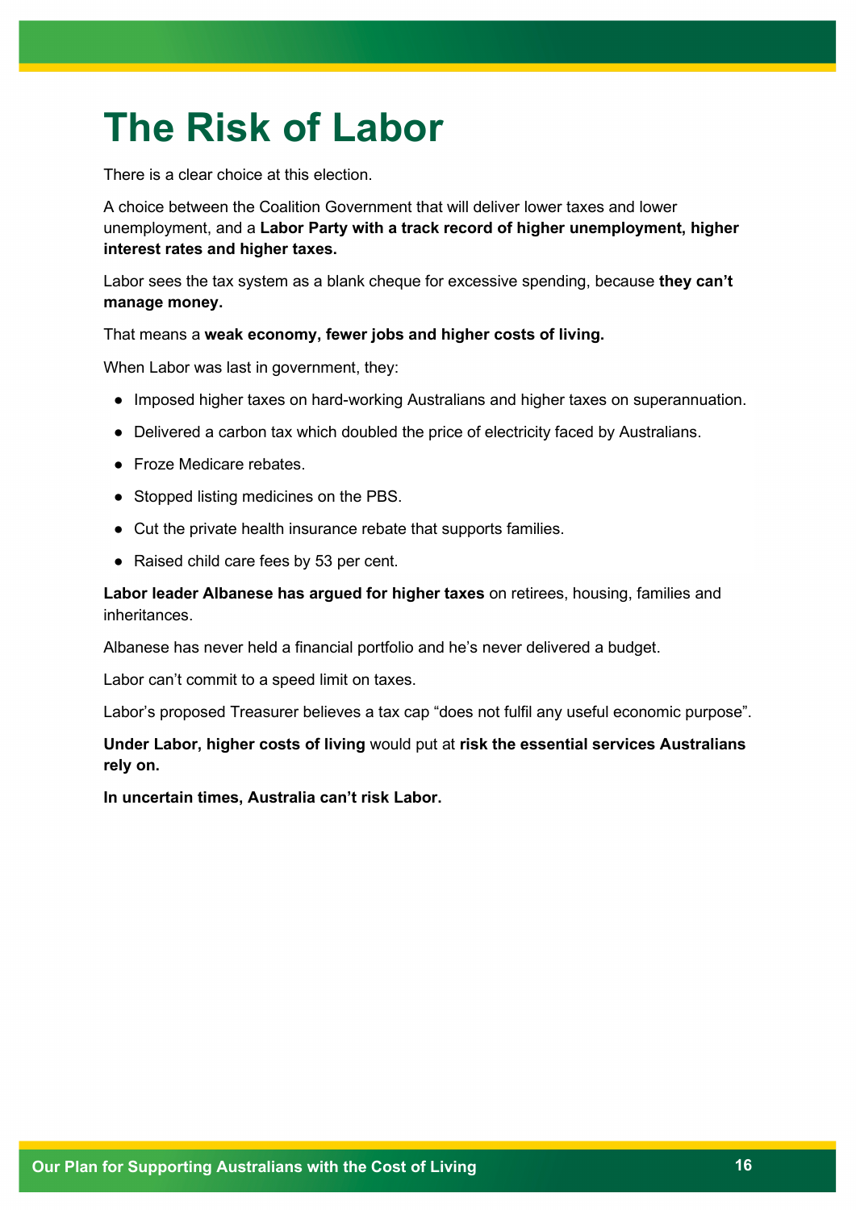# The Risk of Labor

There is a clear choice at this election.

A choice between the Coalition Government that will deliver lower taxes and lower unemployment, and a **Labor Party with a track record of higher unemployment, higher interest rates and higher taxes.**

Labor sees the tax system as a blank cheque for excessive spending, because **they can't manage money.**

That means a **weak economy, fewer jobs and higher costs of living.**

When Labor was last in government, they:

- Imposed higher taxes on hard-working Australians and higher taxes on superannuation.
- Delivered a carbon tax which doubled the price of electricity faced by Australians.
- Froze Medicare rebates.
- Stopped listing medicines on the PBS.
- Cut the private health insurance rebate that supports families.
- Raised child care fees by 53 per cent.

**Labor leader Albanese has argued for higher taxes** on retirees, housing, families and inheritances.

Albanese has never held a financial portfolio and he's never delivered a budget.

Labor can't commit to a speed limit on taxes.

Labor's proposed Treasurer believes a tax cap "does not fulfil any useful economic purpose".

**Under Labor, higher costs of living** would put at **risk the essential services Australians rely on.**

**In uncertain times, Australia can't risk Labor.**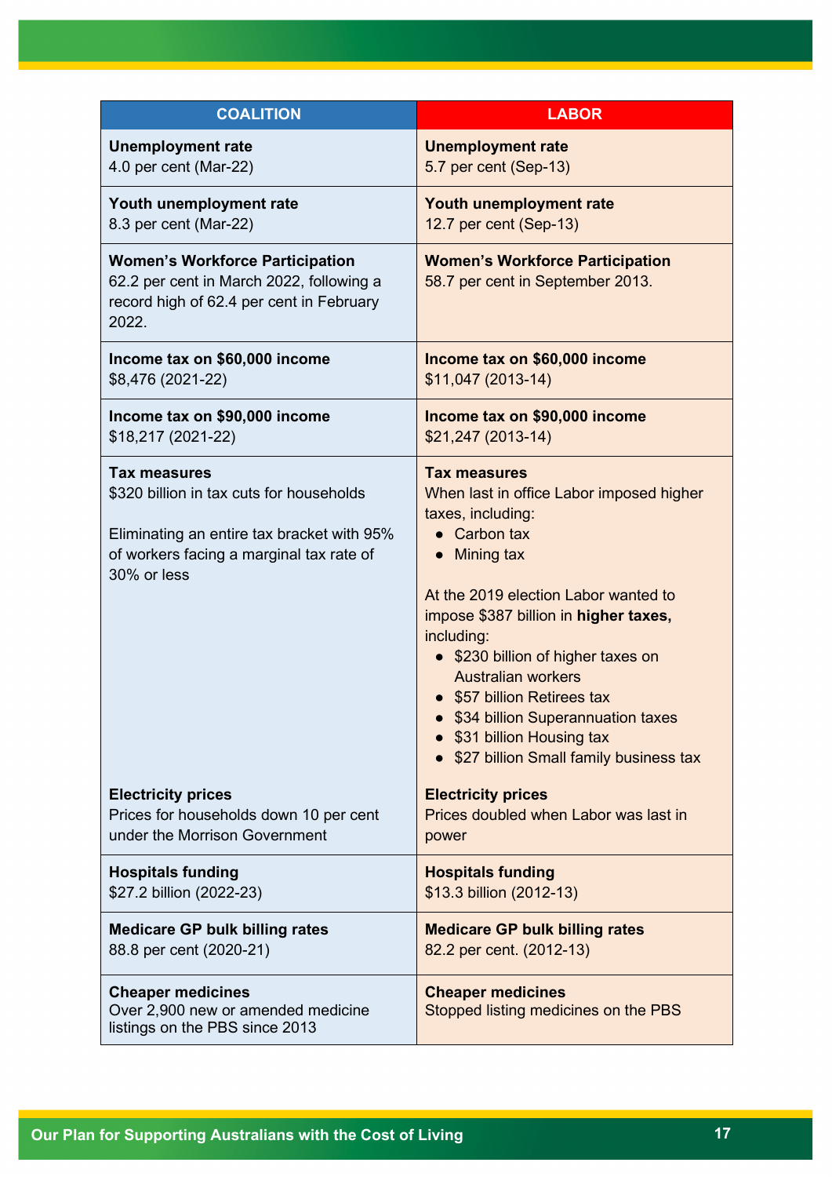| COALITION | LABOR |
|---|---|
| **Unemployment rate**<br>4.0 per cent (Mar-22) | **Unemployment rate**<br>5.7 per cent (Sep-13) |
| **Youth unemployment rate**<br>8.3 per cent (Mar-22) | **Youth unemployment rate**<br>12.7 per cent (Sep-13) |
| **Women's Workforce Participation**<br>62.2 per cent in March 2022, following a record high of 62.4 per cent in February 2022. | **Women's Workforce Participation**<br>58.7 per cent in September 2013. |
| **Income tax on $60,000 income**<br>$8,476 (2021-22) | **Income tax on $60,000 income**<br>$11,047 (2013-14) |
| **Income tax on $90,000 income**<br>$18,217 (2021-22) | **Income tax on $90,000 income**<br>$21,247 (2013-14) |
| **Tax measures**<br>$320 billion in tax cuts for households<br><br>Eliminating an entire tax bracket with 95% of workers facing a marginal tax rate of 30% or less<br><br>**Electricity prices**<br>Prices for households down 10 per cent under the Morrison Government | **Tax measures**<br>When last in office Labor imposed higher taxes, including:<br>• Carbon tax<br>• Mining tax<br><br>At the 2019 election Labor wanted to impose $387 billion in **higher taxes,** including:<br>• $230 billion of higher taxes on Australian workers<br>• $57 billion Retirees tax<br>• $34 billion Superannuation taxes<br>• $31 billion Housing tax<br>• $27 billion Small family business tax<br><br>**Electricity prices**<br>Prices doubled when Labor was last in power |
| **Hospitals funding**<br>$27.2 billion (2022-23) | **Hospitals funding**<br>$13.3 billion (2012-13) |
| **Medicare GP bulk billing rates**<br>88.8 per cent (2020-21) | **Medicare GP bulk billing rates**<br>82.2 per cent. (2012-13) |
| **Cheaper medicines**<br>Over 2,900 new or amended medicine listings on the PBS since 2013 | **Cheaper medicines**<br>Stopped listing medicines on the PBS |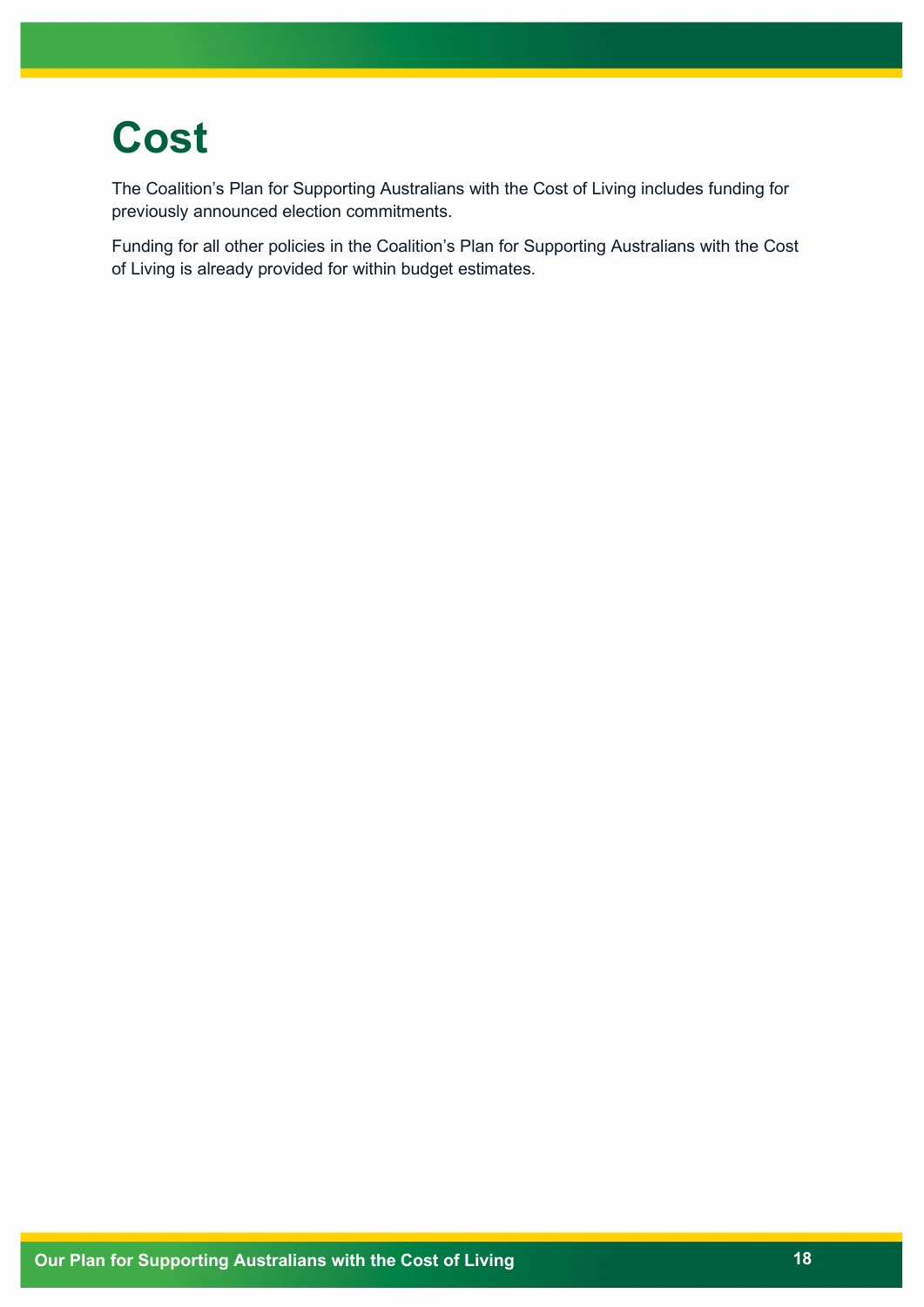# Cost

The Coalition's Plan for Supporting Australians with the Cost of Living includes funding for previously announced election commitments.

Funding for all other policies in the Coalition's Plan for Supporting Australians with the Cost of Living is already provided for within budget estimates.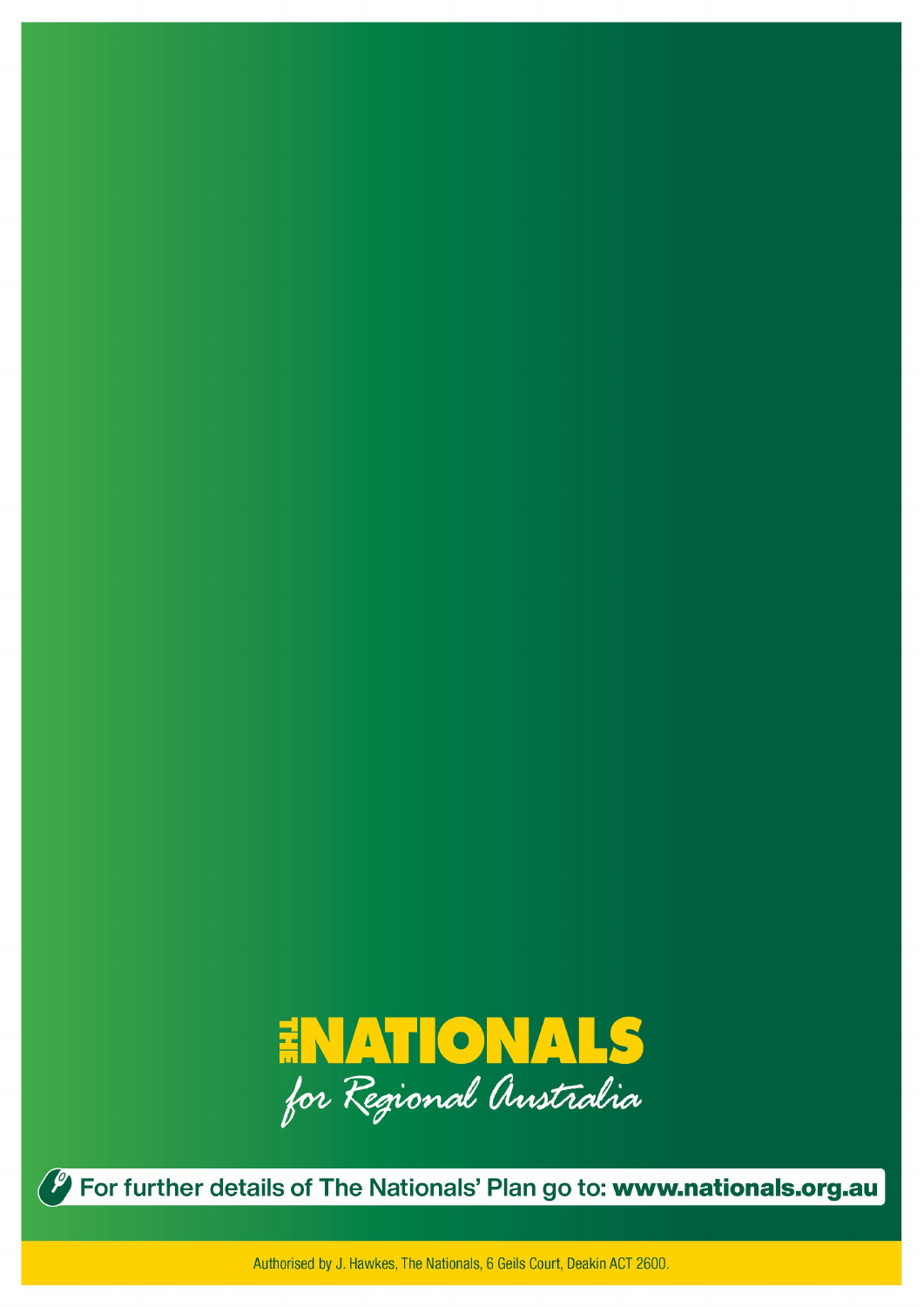THE NATIONALS

*for Regional Australia*

For further details of The Nationals' Plan go to: **www.nationals.org.au**

Authorised by J. Hawkes, The Nationals, 6 Geils Court, Deakin ACT 2600.